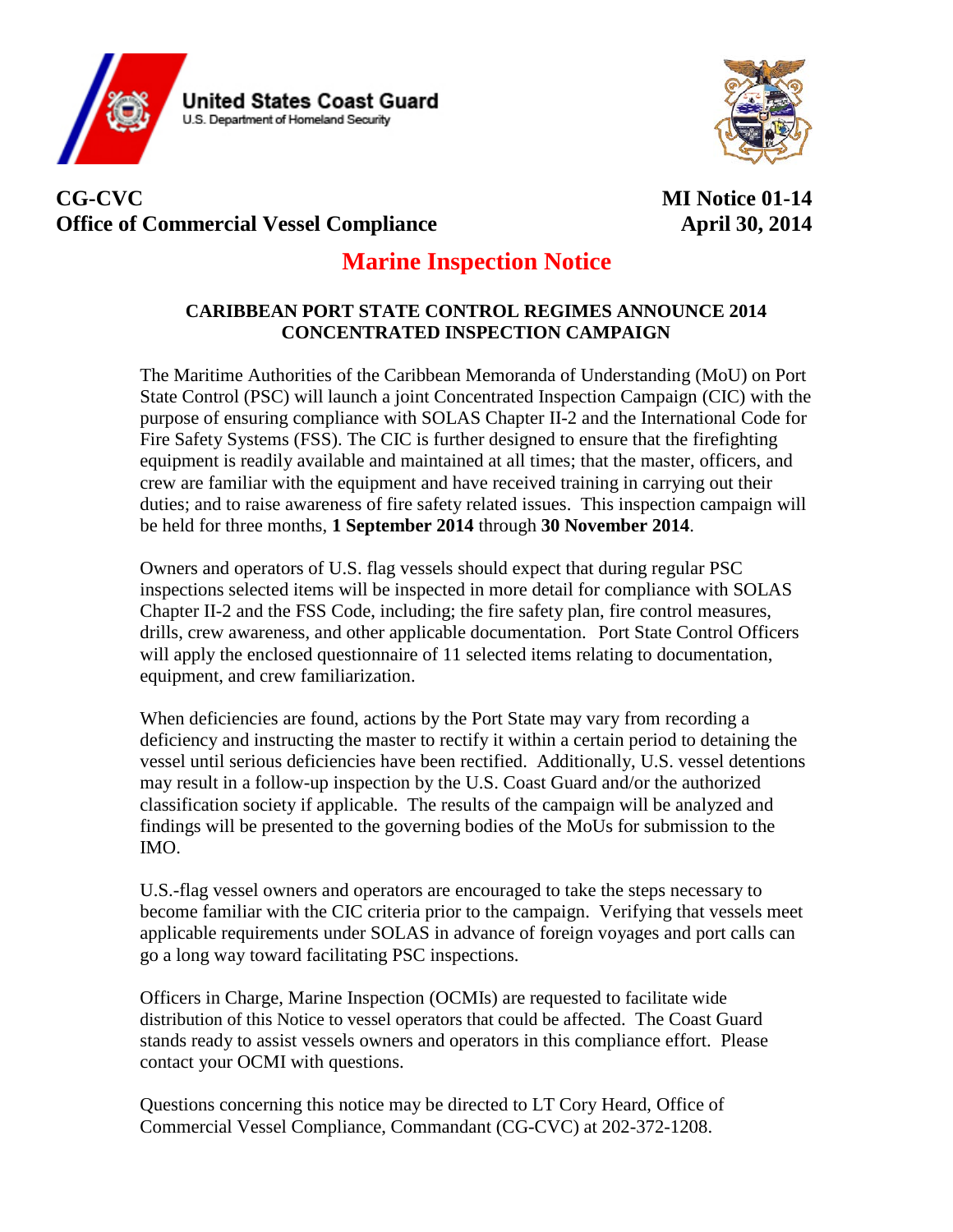United States Coast Guard
U.S. Department of Homeland Security

**CG-CVC**
**Office of Commercial Vessel Compliance**

**MI Notice 01-14**
**April 30, 2014**

# Marine Inspection Notice

## CARIBBEAN PORT STATE CONTROL REGIMES ANNOUNCE 2014 CONCENTRATED INSPECTION CAMPAIGN

The Maritime Authorities of the Caribbean Memoranda of Understanding (MoU) on Port State Control (PSC) will launch a joint Concentrated Inspection Campaign (CIC) with the purpose of ensuring compliance with SOLAS Chapter II-2 and the International Code for Fire Safety Systems (FSS). The CIC is further designed to ensure that the firefighting equipment is readily available and maintained at all times; that the master, officers, and crew are familiar with the equipment and have received training in carrying out their duties; and to raise awareness of fire safety related issues. This inspection campaign will be held for three months, **1 September 2014** through **30 November 2014**.

Owners and operators of U.S. flag vessels should expect that during regular PSC inspections selected items will be inspected in more detail for compliance with SOLAS Chapter II-2 and the FSS Code, including; the fire safety plan, fire control measures, drills, crew awareness, and other applicable documentation. Port State Control Officers will apply the enclosed questionnaire of 11 selected items relating to documentation, equipment, and crew familiarization.

When deficiencies are found, actions by the Port State may vary from recording a deficiency and instructing the master to rectify it within a certain period to detaining the vessel until serious deficiencies have been rectified. Additionally, U.S. vessel detentions may result in a follow-up inspection by the U.S. Coast Guard and/or the authorized classification society if applicable. The results of the campaign will be analyzed and findings will be presented to the governing bodies of the MoUs for submission to the IMO.

U.S.-flag vessel owners and operators are encouraged to take the steps necessary to become familiar with the CIC criteria prior to the campaign. Verifying that vessels meet applicable requirements under SOLAS in advance of foreign voyages and port calls can go a long way toward facilitating PSC inspections.

Officers in Charge, Marine Inspection (OCMIs) are requested to facilitate wide distribution of this Notice to vessel operators that could be affected. The Coast Guard stands ready to assist vessels owners and operators in this compliance effort. Please contact your OCMI with questions.

Questions concerning this notice may be directed to LT Cory Heard, Office of Commercial Vessel Compliance, Commandant (CG-CVC) at 202-372-1208.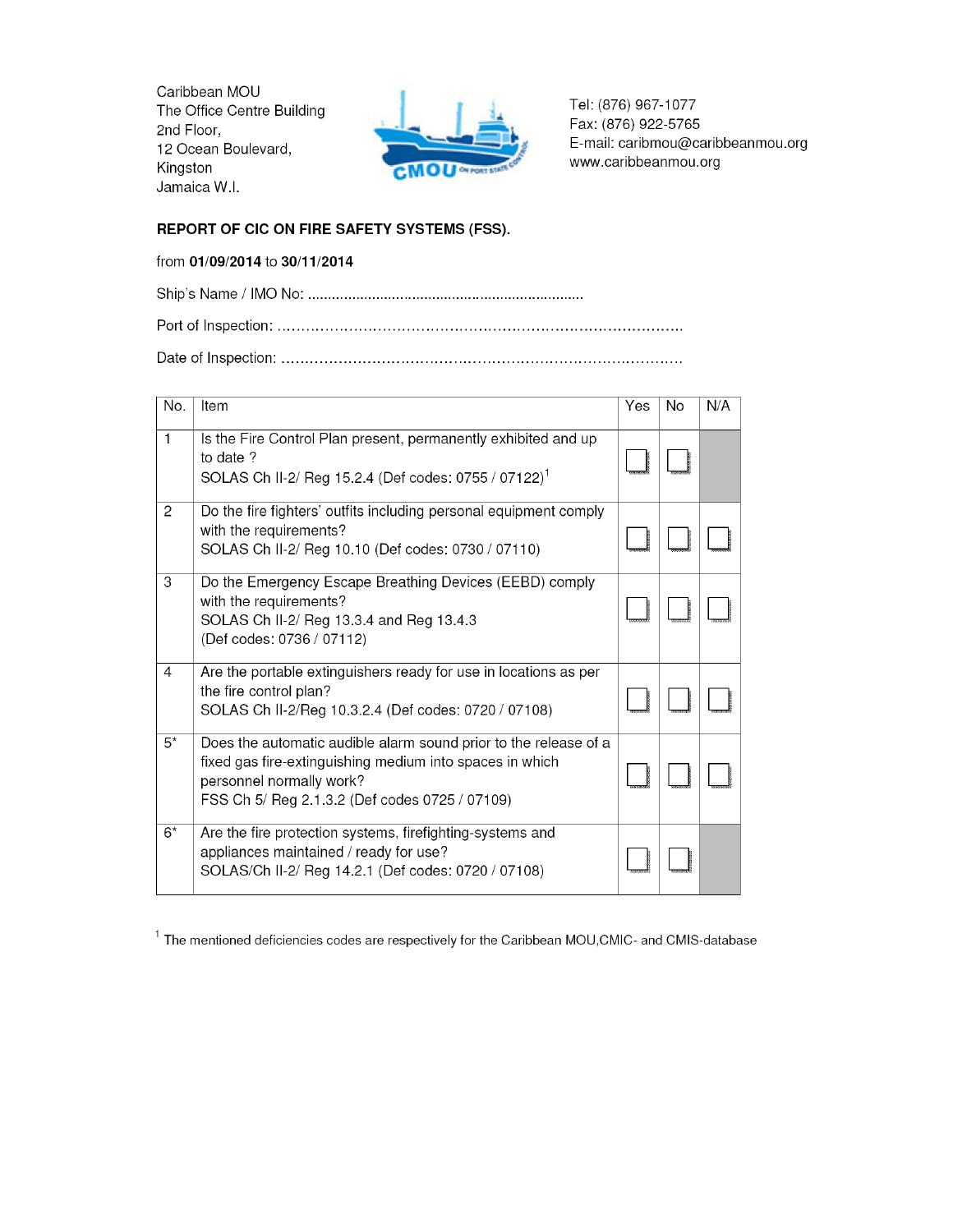Caribbean MOU
The Office Centre Building
2nd Floor,
12 Ocean Boulevard,
Kingston
Jamaica W.I.

Tel: (876) 967-1077
Fax: (876) 922-5765
E-mail: caribmou@caribbeanmou.org
www.caribbeanmou.org

**REPORT OF CIC ON FIRE SAFETY SYSTEMS (FSS).**

from **01/09/2014** to **30/11/2014**

Ship's Name / IMO No: .....................................................................

Port of Inspection: ...........................................................................................

Date of Inspection: ...........................................................................................

| No. | Item | Yes | No | N/A |
|---|---|---|---|---|
| 1 | Is the Fire Control Plan present, permanently exhibited and up to date ?<br>SOLAS Ch II-2/ Reg 15.2.4 (Def codes: 0755 / 07122)[1] | ☐ | ☐ | |
| 2 | Do the fire fighters' outfits including personal equipment comply with the requirements?<br>SOLAS Ch II-2/ Reg 10.10 (Def codes: 0730 / 07110) | ☐ | ☐ | ☐ |
| 3 | Do the Emergency Escape Breathing Devices (EEBD) comply with the requirements?<br>SOLAS Ch II-2/ Reg 13.3.4 and Reg 13.4.3<br>(Def codes: 0736 / 07112) | ☐ | ☐ | ☐ |
| 4 | Are the portable extinguishers ready for use in locations as per the fire control plan?<br>SOLAS Ch II-2/Reg 10.3.2.4 (Def codes: 0720 / 07108) | ☐ | ☐ | ☐ |
| 5* | Does the automatic audible alarm sound prior to the release of a fixed gas fire-extinguishing medium into spaces in which personnel normally work?<br>FSS Ch 5/ Reg 2.1.3.2 (Def codes 0725 / 07109) | ☐ | ☐ | ☐ |
| 6* | Are the fire protection systems, firefighting-systems and appliances maintained / ready for use?<br>SOLAS/Ch II-2/ Reg 14.2.1 (Def codes: 0720 / 07108) | ☐ | ☐ | |

[1] The mentioned deficiencies codes are respectively for the Caribbean MOU,CMIC- and CMIS-database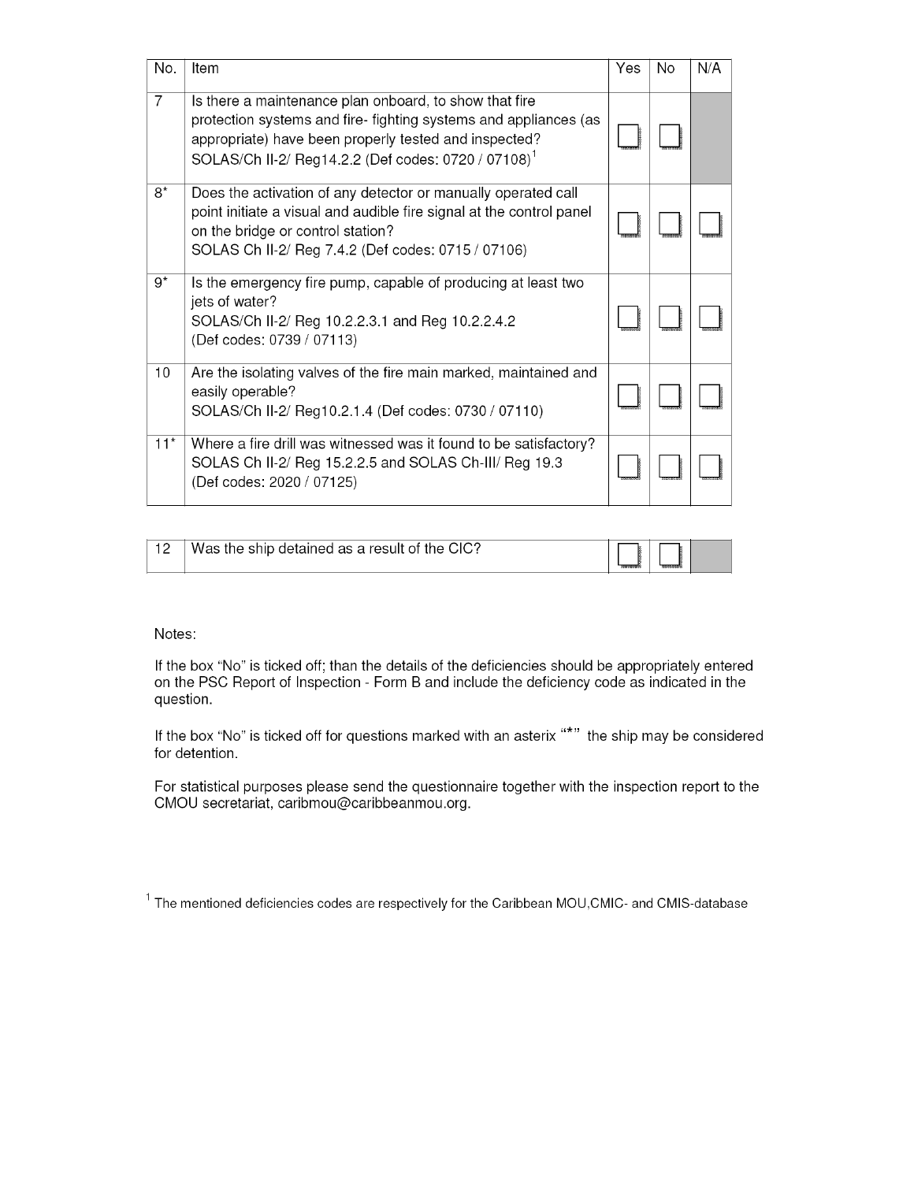| No. | Item | Yes | No | N/A |
|---|---|---|---|---|
| 7 | Is there a maintenance plan onboard, to show that fire protection systems and fire- fighting systems and appliances (as appropriate) have been properly tested and inspected? SOLAS/Ch II-2/ Reg14.2.2 (Def codes: 0720 / 07108)[1] | ☐ | ☐ | |
| 8* | Does the activation of any detector or manually operated call point initiate a visual and audible fire signal at the control panel on the bridge or control station? SOLAS Ch II-2/ Reg 7.4.2 (Def codes: 0715 / 07106) | ☐ | ☐ | ☐ |
| 9* | Is the emergency fire pump, capable of producing at least two jets of water? SOLAS/Ch II-2/ Reg 10.2.2.3.1 and Reg 10.2.2.4.2 (Def codes: 0739 / 07113) | ☐ | ☐ | ☐ |
| 10 | Are the isolating valves of the fire main marked, maintained and easily operable? SOLAS/Ch II-2/ Reg10.2.1.4 (Def codes: 0730 / 07110) | ☐ | ☐ | ☐ |
| 11* | Where a fire drill was witnessed was it found to be satisfactory? SOLAS Ch II-2/ Reg 15.2.2.5 and SOLAS Ch-III/ Reg 19.3 (Def codes: 2020 / 07125) | ☐ | ☐ | ☐ |

| | | | | |
|---|---|---|---|---|
| 12 | Was the ship detained as a result of the CIC? | ☐ | ☐ | |

Notes:

If the box "No" is ticked off; than the details of the deficiencies should be appropriately entered on the PSC Report of Inspection - Form B and include the deficiency code as indicated in the question.

If the box "No" is ticked off for questions marked with an asterix "*" the ship may be considered for detention.

For statistical purposes please send the questionnaire together with the inspection report to the CMOU secretariat, caribmou@caribbeanmou.org.

[1] The mentioned deficiencies codes are respectively for the Caribbean MOU,CMIC- and CMIS-database